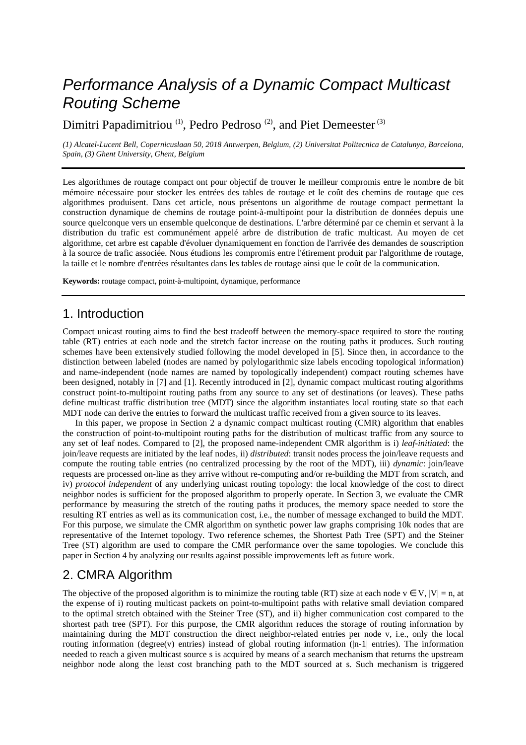# Performance Analysis of a Dynamic Compact Multicast Routing Scheme

Dimitri Papadimitriou [(1)], Pedro Pedroso [(2)], and Piet Demeester [(3)]

*(1) Alcatel-Lucent Bell, Copernicuslaan 50, 2018 Antwerpen, Belgium, (2) Universitat Politecnica de Catalunya, Barcelona, Spain, (3) Ghent University, Ghent, Belgium*

---

Les algorithmes de routage compact ont pour objectif de trouver le meilleur compromis entre le nombre de bit mémoire nécessaire pour stocker les entrées des tables de routage et le coût des chemins de routage que ces algorithmes produisent. Dans cet article, nous présentons un algorithme de routage compact permettant la construction dynamique de chemins de routage point-à-multipoint pour la distribution de données depuis une source quelconque vers un ensemble quelconque de destinations. L'arbre déterminé par ce chemin et servant à la distribution du trafic est communément appelé arbre de distribution de trafic multicast. Au moyen de cet algorithme, cet arbre est capable d'évoluer dynamiquement en fonction de l'arrivée des demandes de souscription à la source de trafic associée. Nous étudions les compromis entre l'étirement produit par l'algorithme de routage, la taille et le nombre d'entrées résultantes dans les tables de routage ainsi que le coût de la communication.

**Keywords:** routage compact, point-à-multipoint, dynamique, performance

---

## 1. Introduction

Compact unicast routing aims to find the best tradeoff between the memory-space required to store the routing table (RT) entries at each node and the stretch factor increase on the routing paths it produces. Such routing schemes have been extensively studied following the model developed in [5]. Since then, in accordance to the distinction between labeled (nodes are named by polylogarithmic size labels encoding topological information) and name-independent (node names are named by topologically independent) compact routing schemes have been designed, notably in [7] and [1]. Recently introduced in [2], dynamic compact multicast routing algorithms construct point-to-multipoint routing paths from any source to any set of destinations (or leaves). These paths define multicast traffic distribution tree (MDT) since the algorithm instantiates local routing state so that each MDT node can derive the entries to forward the multicast traffic received from a given source to its leaves.

In this paper, we propose in Section 2 a dynamic compact multicast routing (CMR) algorithm that enables the construction of point-to-multipoint routing paths for the distribution of multicast traffic from any source to any set of leaf nodes. Compared to [2], the proposed name-independent CMR algorithm is i) *leaf-initiated*: the join/leave requests are initiated by the leaf nodes, ii) *distributed*: transit nodes process the join/leave requests and compute the routing table entries (no centralized processing by the root of the MDT), iii) *dynamic*: join/leave requests are processed on-line as they arrive without re-computing and/or re-building the MDT from scratch, and iv) *protocol independent* of any underlying unicast routing topology: the local knowledge of the cost to direct neighbor nodes is sufficient for the proposed algorithm to properly operate. In Section 3, we evaluate the CMR performance by measuring the stretch of the routing paths it produces, the memory space needed to store the resulting RT entries as well as its communication cost, i.e., the number of message exchanged to build the MDT. For this purpose, we simulate the CMR algorithm on synthetic power law graphs comprising 10k nodes that are representative of the Internet topology. Two reference schemes, the Shortest Path Tree (SPT) and the Steiner Tree (ST) algorithm are used to compare the CMR performance over the same topologies. We conclude this paper in Section 4 by analyzing our results against possible improvements left as future work.

## 2. CMRA Algorithm

The objective of the proposed algorithm is to minimize the routing table (RT) size at each node $v \in V$, $|V| = n$, at the expense of i) routing multicast packets on point-to-multipoint paths with relative small deviation compared to the optimal stretch obtained with the Steiner Tree (ST), and ii) higher communication cost compared to the shortest path tree (SPT). For this purpose, the CMR algorithm reduces the storage of routing information by maintaining during the MDT construction the direct neighbor-related entries per node v, i.e., only the local routing information (degree(v) entries) instead of global routing information ($|n-1|$ entries). The information needed to reach a given multicast source s is acquired by means of a search mechanism that returns the upstream neighbor node along the least cost branching path to the MDT sourced at s. Such mechanism is triggered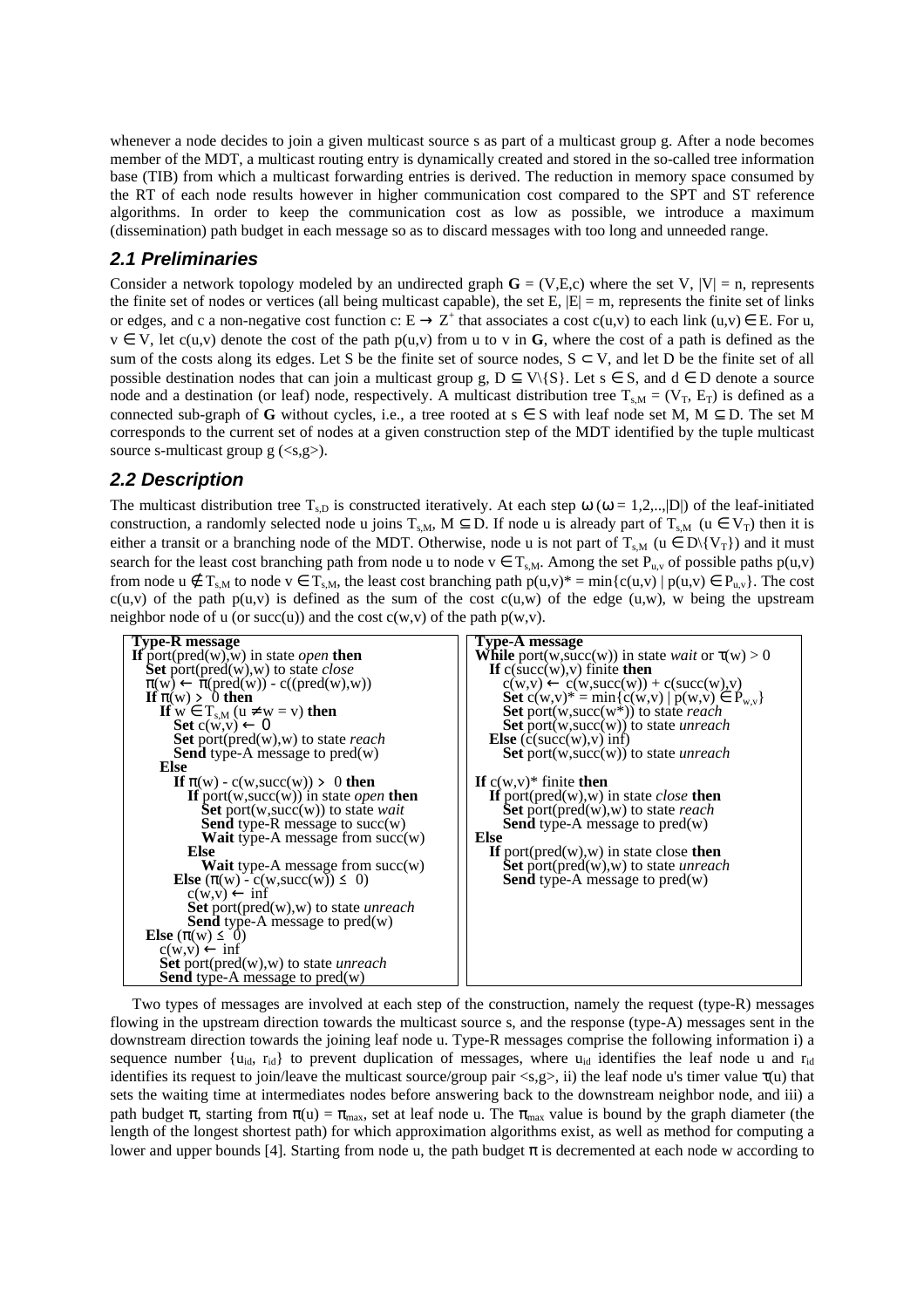whenever a node decides to join a given multicast source s as part of a multicast group g. After a node becomes member of the MDT, a multicast routing entry is dynamically created and stored in the so-called tree information base (TIB) from which a multicast forwarding entries is derived. The reduction in memory space consumed by the RT of each node results however in higher communication cost compared to the SPT and ST reference algorithms. In order to keep the communication cost as low as possible, we introduce a maximum (dissemination) path budget in each message so as to discard messages with too long and unneeded range.

## 2.1 Preliminaries

Consider a network topology modeled by an undirected graph $\mathbf{G} = (V,E,c)$ where the set V, $|V| = n$, represents the finite set of nodes or vertices (all being multicast capable), the set E, $|E| = m$, represents the finite set of links or edges, and c a non-negative cost function $c: E \rightarrow Z^+$ that associates a cost $c(u,v)$ to each link $(u,v) \in E$. For u, $v \in V$, let $c(u,v)$ denote the cost of the path $p(u,v)$ from u to v in $\mathbf{G}$, where the cost of a path is defined as the sum of the costs along its edges. Let S be the finite set of source nodes, $S \subset V$, and let D be the finite set of all possible destination nodes that can join a multicast group g, $D \subseteq V\backslash\{S\}$. Let $s \in S$ and $d \in D$ denote a source node and a destination (or leaf) node, respectively. A multicast distribution tree $T_{s,M} = (V_T, E_T)$ is defined as a connected sub-graph of $\mathbf{G}$ without cycles, i.e., a tree rooted at $s \in S$ with leaf node set M, $M \subseteq D$. The set M corresponds to the current set of nodes at a given construction step of the MDT identified by the tuple multicast source s-multicast group g (<s,g>).

## 2.2 Description

The multicast distribution tree $T_{s,D}$ is constructed iteratively. At each step $\omega$ ($\omega = 1,2,..,|D|$) of the leaf-initiated construction, a randomly selected node u joins $T_{s,M}$, $M \subseteq D$. If node u is already part of $T_{s,M}$ ($u \in V_T$) then it is either a transit or a branching node of the MDT. Otherwise, node u is not part of $T_{s,M}$ ($u \in D\backslash\{V_T\}$) and it must search for the least cost branching path from node u to node $v \in T_{s,M}$. Among the set $P_{u,v}$ of possible paths $p(u,v)$ from node $u \notin T_{s,M}$ to node $v \in T_{s,M}$, the least cost branching path $p(u,v)^* = \min\{c(u,v) \mid p(u,v) \in P_{u,v}\}$. The cost $c(u,v)$ of the path $p(u,v)$ is defined as the sum of the cost $c(u,w)$ of the edge $(u,w)$, w being the upstream neighbor node of u (or succ(u)) and the cost $c(w,v)$ of the path $p(w,v)$.

```
Type-R message
If port(pred(w),w) in state open then
  Set port(pred(w),w) to state close
  π(w) ← π(pred(w)) - c((pred(w),w))
  If π(w) > 0 then
    If w ∈ T_s,M (u ≠ w = v) then
      Set c(w,v) ← 0
      Set port(pred(w),w) to state reach
      Send type-A message to pred(w)
    Else
      If π(w) - c(w,succ(w)) > 0 then
        If port(w,succ(w)) in state open then
          Set port(w,succ(w)) to state wait
          Send type-R message to succ(w)
          Wait type-A message from succ(w)
        Else
          Wait type-A message from succ(w)
      Else (π(w) - c(w,succ(w)) ≤ 0)
        c(w,v) ← inf
        Set port(pred(w),w) to state unreach
        Send type-A message to pred(w)
  Else (π(w) ≤ 0)
    c(w,v) ← inf
    Set port(pred(w),w) to state unreach
    Send type-A message to pred(w)
```

```
Type-A message
While port(w,succ(w)) in state wait or τ(w) > 0
  If c(succ(w),v) finite then
    c(w,v) ← c(w,succ(w)) + c(succ(w),v)
    Set c(w,v)* = min{c(w,v) | p(w,v) ∈ P_w,v}
    Set port(w,succ(w*)) to state reach
    Set port(w,succ(w)) to state unreach
  Else (c(succ(w),v) inf)
    Set port(w,succ(w)) to state unreach

If c(w,v)* finite then
  If port(pred(w),w) in state close then
    Set port(pred(w),w) to state reach
    Send type-A message to pred(w)
Else
  If port(pred(w),w) in state close then
    Set port(pred(w),w) to state unreach
    Send type-A message to pred(w)
```

Two types of messages are involved at each step of the construction, namely the request (type-R) messages flowing in the upstream direction towards the multicast source s, and the response (type-A) messages sent in the downstream direction towards the joining leaf node u. Type-R messages comprise the following information i) a sequence number $\{u_{id}, r_{id}\}$ to prevent duplication of messages, where $u_{id}$ identifies the leaf node u and $r_{id}$ identifies its request to join/leave the multicast source/group pair <s,g>, ii) the leaf node u's timer value $\tau(u)$ that sets the waiting time at intermediates nodes before answering back to the downstream neighbor node, and iii) a path budget $\pi$, starting from $\pi(u) = \pi_{max}$, set at leaf node u. The $\pi_{max}$ value is bound by the graph diameter (the length of the longest shortest path) for which approximation algorithms exist, as well as method for computing a lower and upper bounds [4]. Starting from node u, the path budget $\pi$ is decremented at each node w according to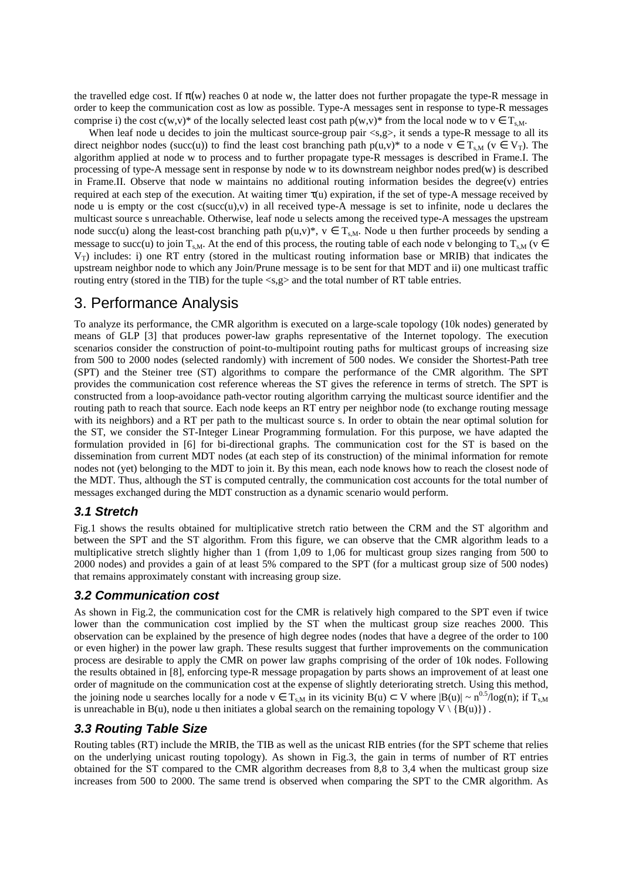the travelled edge cost. If $\pi(w)$ reaches 0 at node w, the latter does not further propagate the type-R message in order to keep the communication cost as low as possible. Type-A messages sent in response to type-R messages comprise i) the cost $c(w,v)^*$ of the locally selected least cost path $p(w,v)^*$ from the local node w to $v \in T_{s,M}$.

When leaf node u decides to join the multicast source-group pair <s,g>, it sends a type-R message to all its direct neighbor nodes (succ(u)) to find the least cost branching path $p(u,v)^*$ to a node $v \in T_{s,M}$ ($v \in V_T$). The algorithm applied at node w to process and to further propagate type-R messages is described in Frame.I. The processing of type-A message sent in response by node w to its downstream neighbor nodes pred(w) is described in Frame.II. Observe that node w maintains no additional routing information besides the degree(v) entries required at each step of the execution. At waiting timer $\tau(u)$ expiration, if the set of type-A message received by node u is empty or the cost c(succ(u),v) in all received type-A message is set to infinite, node u declares the multicast source s unreachable. Otherwise, leaf node u selects among the received type-A messages the upstream node succ(u) along the least-cost branching path $p(u,v)^*$, $v \in T_{s,M}$. Node u then further proceeds by sending a message to succ(u) to join $T_{s,M}$. At the end of this process, the routing table of each node v belonging to $T_{s,M}$ ($v \in V_T$) includes: i) one RT entry (stored in the multicast routing information base or MRIB) that indicates the upstream neighbor node to which any Join/Prune message is to be sent for that MDT and ii) one multicast traffic routing entry (stored in the TIB) for the tuple <s,g> and the total number of RT table entries.

# 3. Performance Analysis

To analyze its performance, the CMR algorithm is executed on a large-scale topology (10k nodes) generated by means of GLP [3] that produces power-law graphs representative of the Internet topology. The execution scenarios consider the construction of point-to-multipoint routing paths for multicast groups of increasing size from 500 to 2000 nodes (selected randomly) with increment of 500 nodes. We consider the Shortest-Path tree (SPT) and the Steiner tree (ST) algorithms to compare the performance of the CMR algorithm. The SPT provides the communication cost reference whereas the ST gives the reference in terms of stretch. The SPT is constructed from a loop-avoidance path-vector routing algorithm carrying the multicast source identifier and the routing path to reach that source. Each node keeps an RT entry per neighbor node (to exchange routing message with its neighbors) and a RT per path to the multicast source s. In order to obtain the near optimal solution for the ST, we consider the ST-Integer Linear Programming formulation. For this purpose, we have adapted the formulation provided in [6] for bi-directional graphs. The communication cost for the ST is based on the dissemination from current MDT nodes (at each step of its construction) of the minimal information for remote nodes not (yet) belonging to the MDT to join it. By this mean, each node knows how to reach the closest node of the MDT. Thus, although the ST is computed centrally, the communication cost accounts for the total number of messages exchanged during the MDT construction as a dynamic scenario would perform.

## *3.1 Stretch*

Fig.1 shows the results obtained for multiplicative stretch ratio between the CRM and the ST algorithm and between the SPT and the ST algorithm. From this figure, we can observe that the CMR algorithm leads to a multiplicative stretch slightly higher than 1 (from 1,09 to 1,06 for multicast group sizes ranging from 500 to 2000 nodes) and provides a gain of at least 5% compared to the SPT (for a multicast group size of 500 nodes) that remains approximately constant with increasing group size.

## *3.2 Communication cost*

As shown in Fig.2, the communication cost for the CMR is relatively high compared to the SPT even if twice lower than the communication cost implied by the ST when the multicast group size reaches 2000. This observation can be explained by the presence of high degree nodes (nodes that have a degree of the order to 100 or even higher) in the power law graph. These results suggest that further improvements on the communication process are desirable to apply the CMR on power law graphs comprising of the order of 10k nodes. Following the results obtained in [8], enforcing type-R message propagation by parts shows an improvement of at least one order of magnitude on the communication cost at the expense of slightly deteriorating stretch. Using this method, the joining node u searches locally for a node $v \in T_{s,M}$ in its vicinity $B(u) \subset V$ where $|B(u)| \sim n^{0.5}/\log(n)$; if $T_{s,M}$ is unreachable in B(u), node u then initiates a global search on the remaining topology $V \setminus \{B(u)\}$) .

## *3.3 Routing Table Size*

Routing tables (RT) include the MRIB, the TIB as well as the unicast RIB entries (for the SPT scheme that relies on the underlying unicast routing topology). As shown in Fig.3, the gain in terms of number of RT entries obtained for the ST compared to the CMR algorithm decreases from 8,8 to 3,4 when the multicast group size increases from 500 to 2000. The same trend is observed when comparing the SPT to the CMR algorithm. As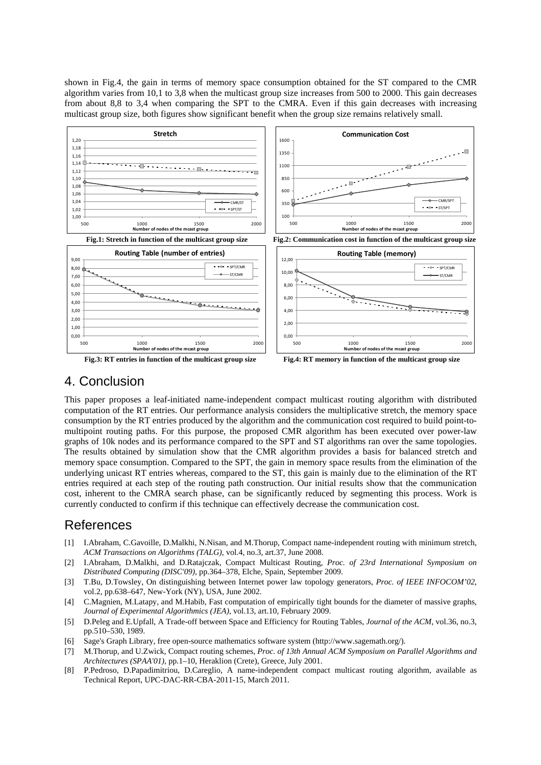shown in Fig.4, the gain in terms of memory space consumption obtained for the ST compared to the CMR algorithm varies from 10,1 to 3,8 when the multicast group size increases from 500 to 2000. This gain decreases from about 8,8 to 3,4 when comparing the SPT to the CMRA. Even if this gain decreases with increasing multicast group size, both figures show significant benefit when the group size remains relatively small.

Stretch

1,20
1,18
1,16
1,14
1,12
1,10
1,08
1,06
1,04
1,02
1,00

500 1000 1500 2000

Number of nodes of the mcast group

CMR/ST
SPT/ST

**Fig.1: Stretch in function of the multicast group size**

Communication Cost

1600
1350
1100
850
600
350
100

500 1000 1500 2000

Number of nodes of the mcast group

CMR/SPT
ST/SPT

**Fig.2: Communication cost in function of the multicast group size**

Routing Table (number of entries)

9,00
8,00
7,00
6,00
5,00
4,00
3,00
2,00
1,00
0,00

500 1000 1500 2000

Number of nodes of the mcast group

SPT/CMR
ST/CMR

**Fig.3: RT entries in function of the multicast group size**

Routing Table (memory)

12,00
10,00
8,00
6,00
4,00
2,00
0,00

500 1000 1500 2000

Number of nodes of the mcast group

SPT/CMR
ST/CMR

**Fig.4: RT memory in function of the multicast group size**

# 4. Conclusion

This paper proposes a leaf-initiated name-independent compact multicast routing algorithm with distributed computation of the RT entries. Our performance analysis considers the multiplicative stretch, the memory space consumption by the RT entries produced by the algorithm and the communication cost required to build point-to-multipoint routing paths. For this purpose, the proposed CMR algorithm has been executed over power-law graphs of 10k nodes and its performance compared to the SPT and ST algorithms ran over the same topologies. The results obtained by simulation show that the CMR algorithm provides a basis for balanced stretch and memory space consumption. Compared to the SPT, the gain in memory space results from the elimination of the underlying unicast RT entries whereas, compared to the ST, this gain is mainly due to the elimination of the RT entries required at each step of the routing path construction. Our initial results show that the communication cost, inherent to the CMRA search phase, can be significantly reduced by segmenting this process. Work is currently conducted to confirm if this technique can effectively decrease the communication cost.

# References

[1] I.Abraham, C.Gavoille, D.Malkhi, N.Nisan, and M.Thorup, Compact name-independent routing with minimum stretch, *ACM Transactions on Algorithms (TALG)*, vol.4, no.3, art.37, June 2008.

[2] I.Abraham, D.Malkhi, and D.Ratajczak, Compact Multicast Routing, *Proc. of 23rd International Symposium on Distributed Computing (DISC'09)*, pp.364–378, Elche, Spain, September 2009.

[3] T.Bu, D.Towsley, On distinguishing between Internet power law topology generators, *Proc. of IEEE INFOCOM'02*, vol.2, pp.638–647, New-York (NY), USA, June 2002.

[4] C.Magnien, M.Latapy, and M.Habib, Fast computation of empirically tight bounds for the diameter of massive graphs, *Journal of Experimental Algorithmics (JEA)*, vol.13, art.10, February 2009.

[5] D.Peleg and E.Upfall, A Trade-off between Space and Efficiency for Routing Tables, *Journal of the ACM*, vol.36, no.3, pp.510–530, 1989.

[6] Sage's Graph Library, free open-source mathematics software system (http://www.sagemath.org/).

[7] M.Thorup, and U.Zwick, Compact routing schemes, *Proc. of 13th Annual ACM Symposium on Parallel Algorithms and Architectures (SPAA'01)*, pp.1–10, Heraklion (Crete), Greece, July 2001.

[8] P.Pedroso, D.Papadimitriou, D.Careglio, A name-independent compact multicast routing algorithm, available as Technical Report, UPC-DAC-RR-CBA-2011-15, March 2011.